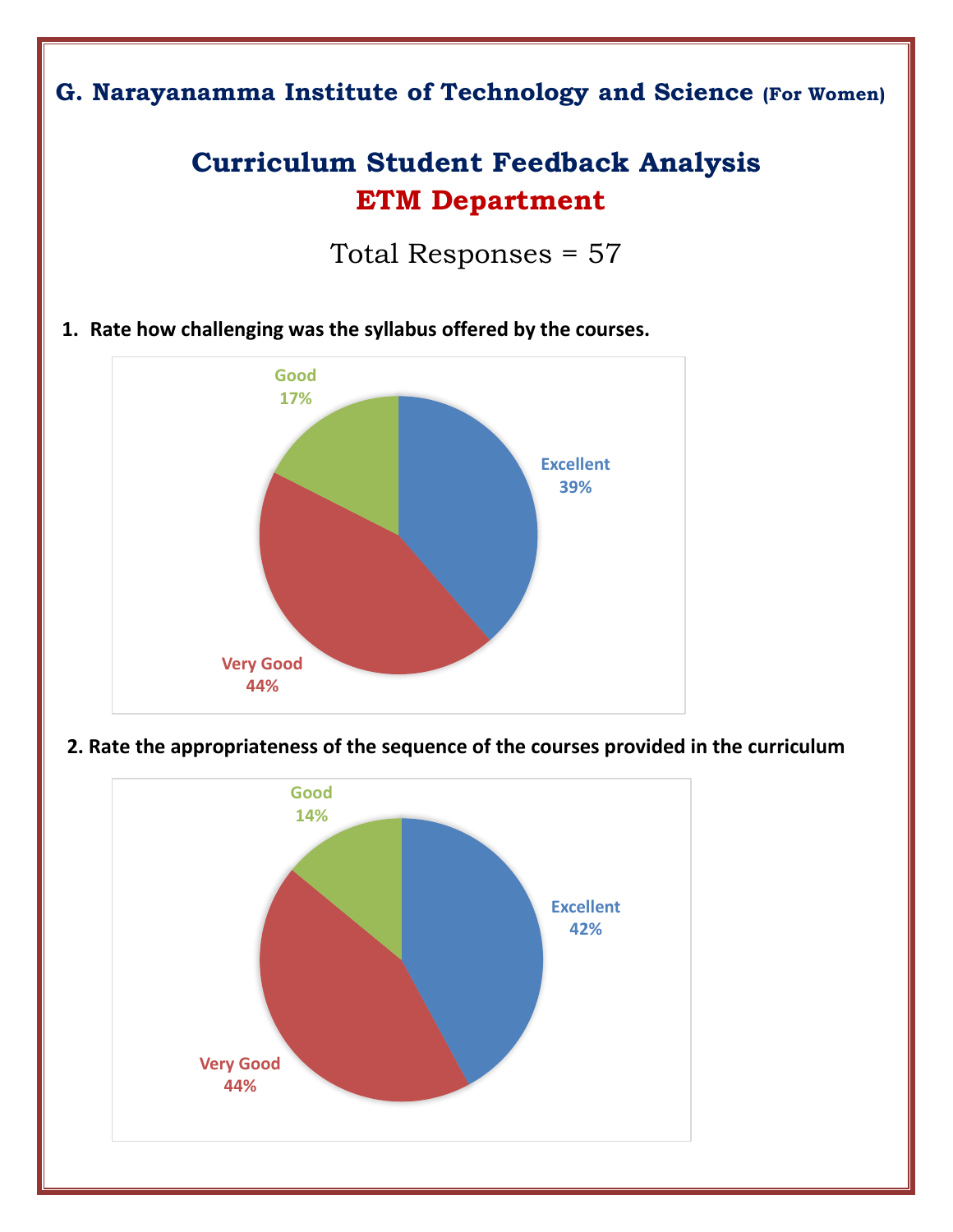# G. Narayanamma Institute of Technology and Science (For Women)

## Curriculum Student Feedback Analysis

## ETM Department

Total Responses = 57

**1. Rate how challenging was the syllabus offered by the courses.**

Good 17%

Excellent 39%

Very Good 44%

**2. Rate the appropriateness of the sequence of the courses provided in the curriculum**

Good 14%

Excellent 42%

Very Good 44%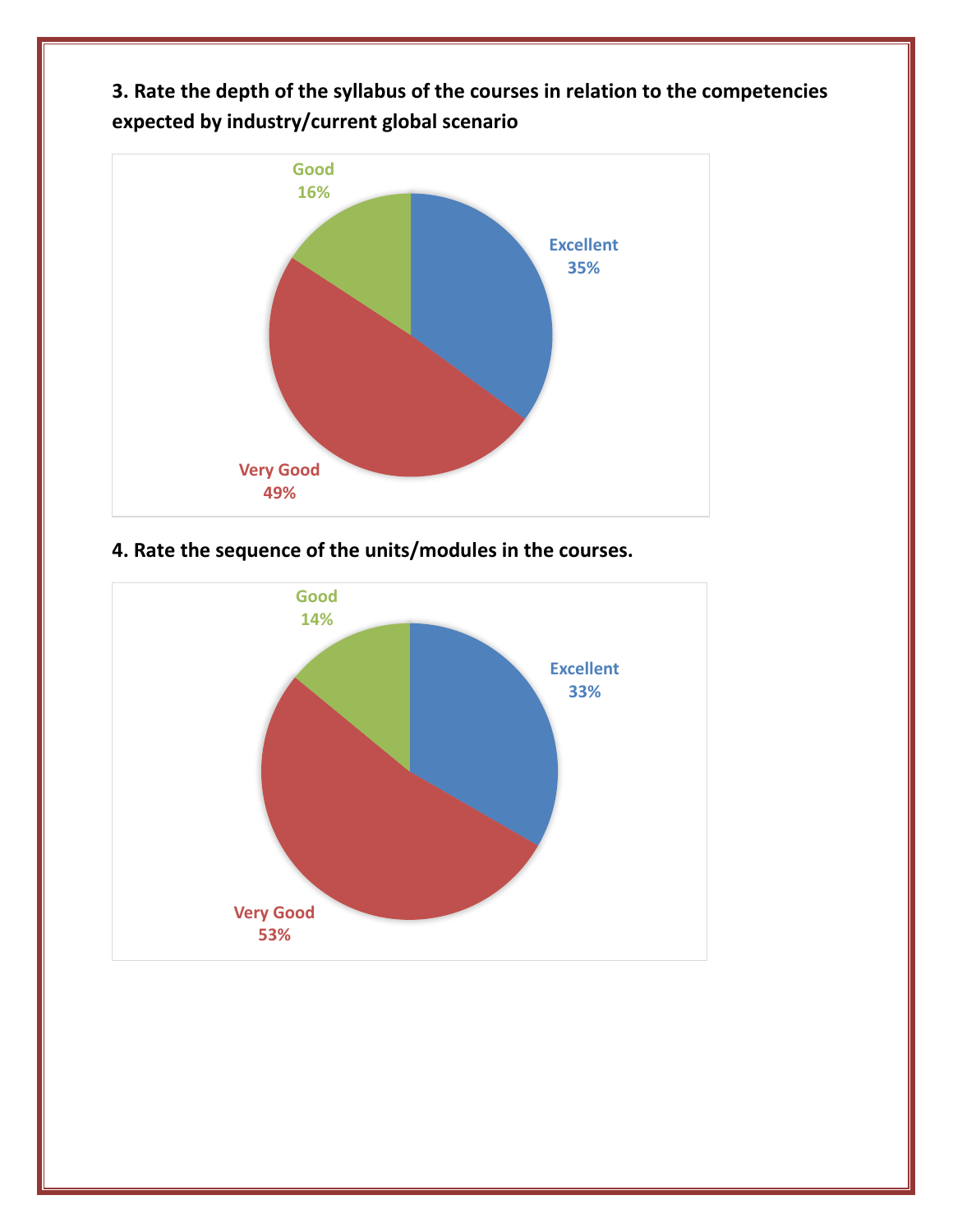**3. Rate the depth of the syllabus of the courses in relation to the competencies expected by industry/current global scenario**

Good
16%

Excellent
35%

Very Good
49%

**4. Rate the sequence of the units/modules in the courses.**

Good
14%

Excellent
33%

Very Good
53%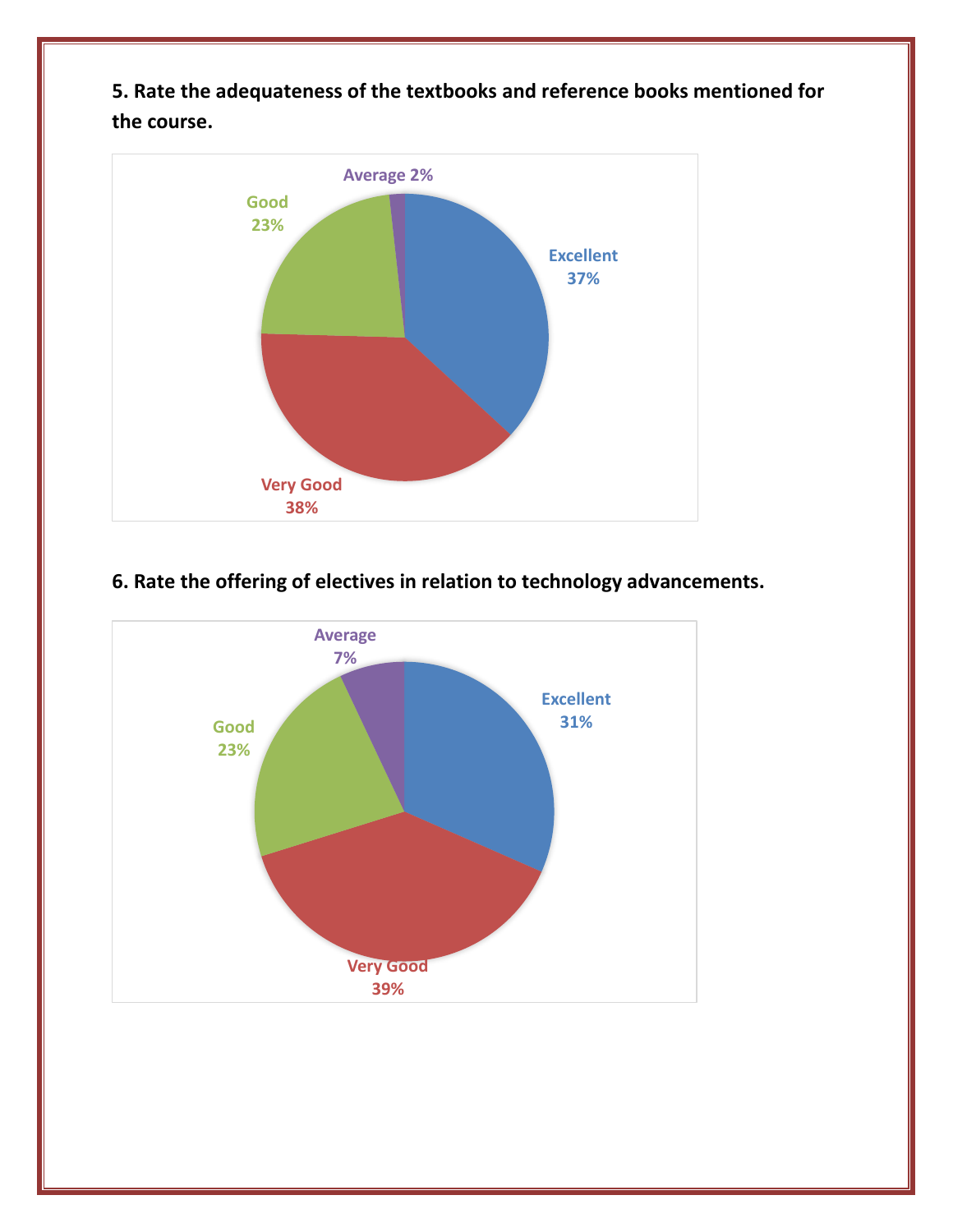**5. Rate the adequateness of the textbooks and reference books mentioned for the course.**

Average 2%

Good 23%

Excellent 37%

Very Good 38%

**6. Rate the offering of electives in relation to technology advancements.**

Average 7%

Good 23%

Excellent 31%

Very Good 39%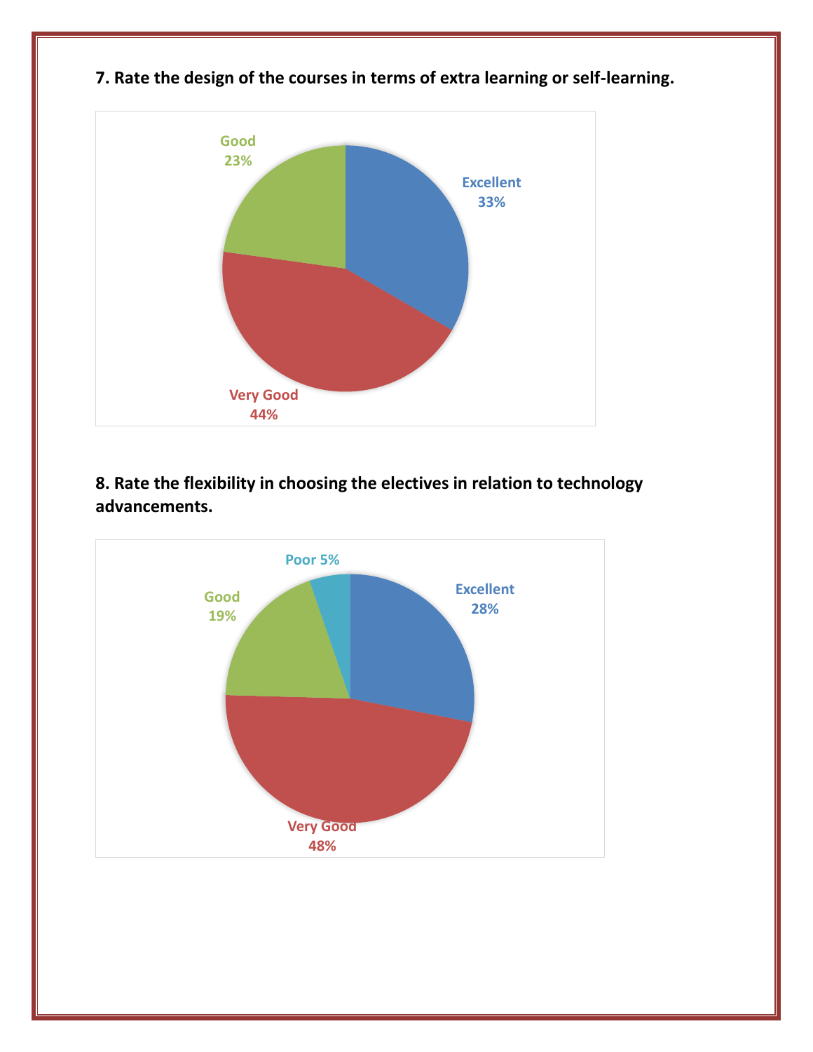**7. Rate the design of the courses in terms of extra learning or self-learning.**

Good 23%

Excellent 33%

Very Good 44%

**8. Rate the flexibility in choosing the electives in relation to technology advancements.**

Poor 5%

Good 19%

Excellent 28%

Very Good 48%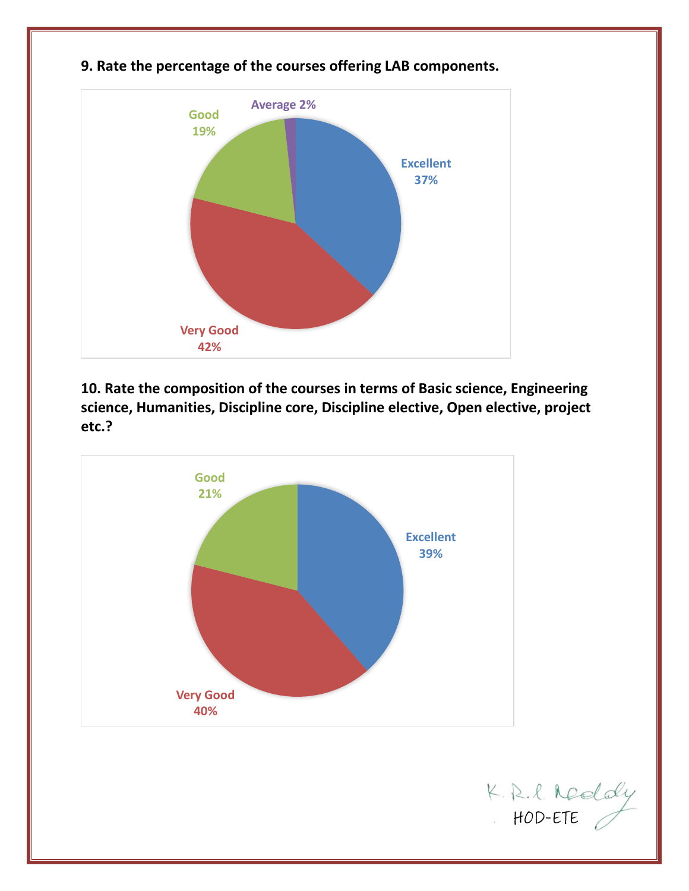**9. Rate the percentage of the courses offering LAB components.**

Average 2%

Good
19%

Excellent
37%

Very Good
42%

**10. Rate the composition of the courses in terms of Basic science, Engineering science, Humanities, Discipline core, Discipline elective, Open elective, project etc.?**

Good
21%

Excellent
39%

Very Good
40%

K. R. L. Reddy
HOD-ETE